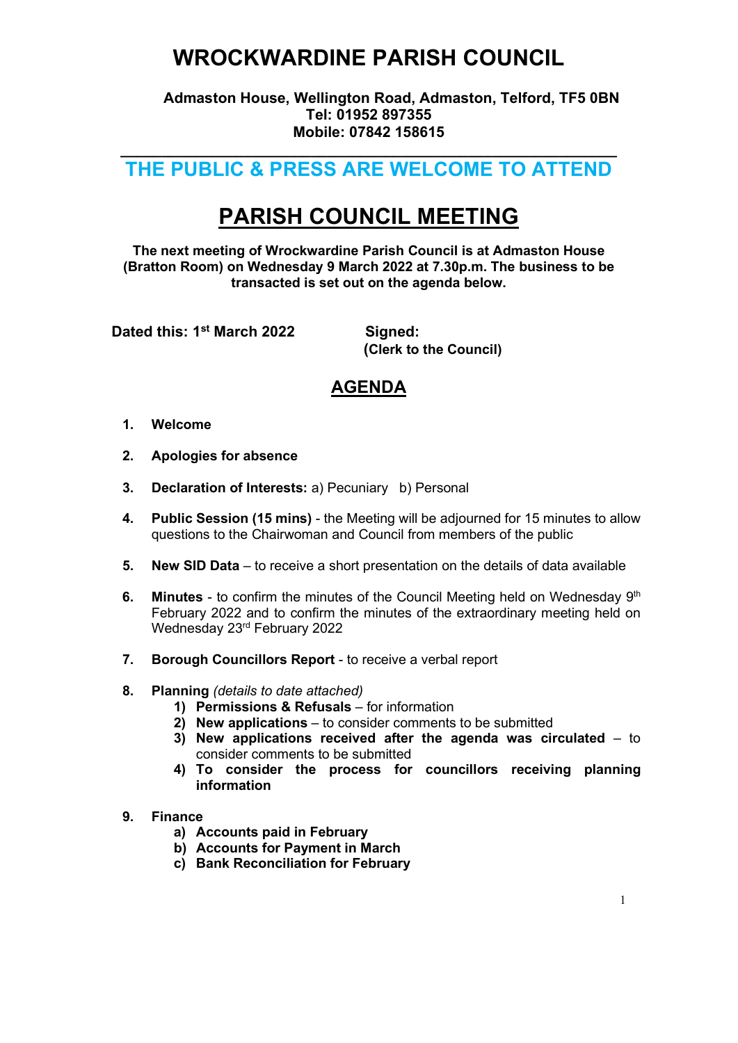# WROCKWARDINE PARISH COUNCIL

**Admaston House, Wellington Road, Admaston, Telford, TF5 0BN**
**Tel: 01952 897355**
**Mobile: 07842 158615**

## THE PUBLIC & PRESS ARE WELCOME TO ATTEND

# PARISH COUNCIL MEETING

**The next meeting of Wrockwardine Parish Council is at Admaston House (Bratton Room) on Wednesday 9 March 2022 at 7.30p.m. The business to be transacted is set out on the agenda below.**

**Dated this: 1st March 2022** **Signed:**
**(Clerk to the Council)**

## AGENDA

1. **Welcome**

2. **Apologies for absence**

3. **Declaration of Interests:** a) Pecuniary b) Personal

4. **Public Session (15 mins)** - the Meeting will be adjourned for 15 minutes to allow questions to the Chairwoman and Council from members of the public

5. **New SID Data** – to receive a short presentation on the details of data available

6. **Minutes** - to confirm the minutes of the Council Meeting held on Wednesday 9th February 2022 and to confirm the minutes of the extraordinary meeting held on Wednesday 23rd February 2022

7. **Borough Councillors Report** - to receive a verbal report

8. **Planning** *(details to date attached)*
   1) **Permissions & Refusals** – for information
   2) **New applications** – to consider comments to be submitted
   3) **New applications received after the agenda was circulated** – to consider comments to be submitted
   4) **To consider the process for councillors receiving planning information**

9. **Finance**
   a) **Accounts paid in February**
   b) **Accounts for Payment in March**
   c) **Bank Reconciliation for February**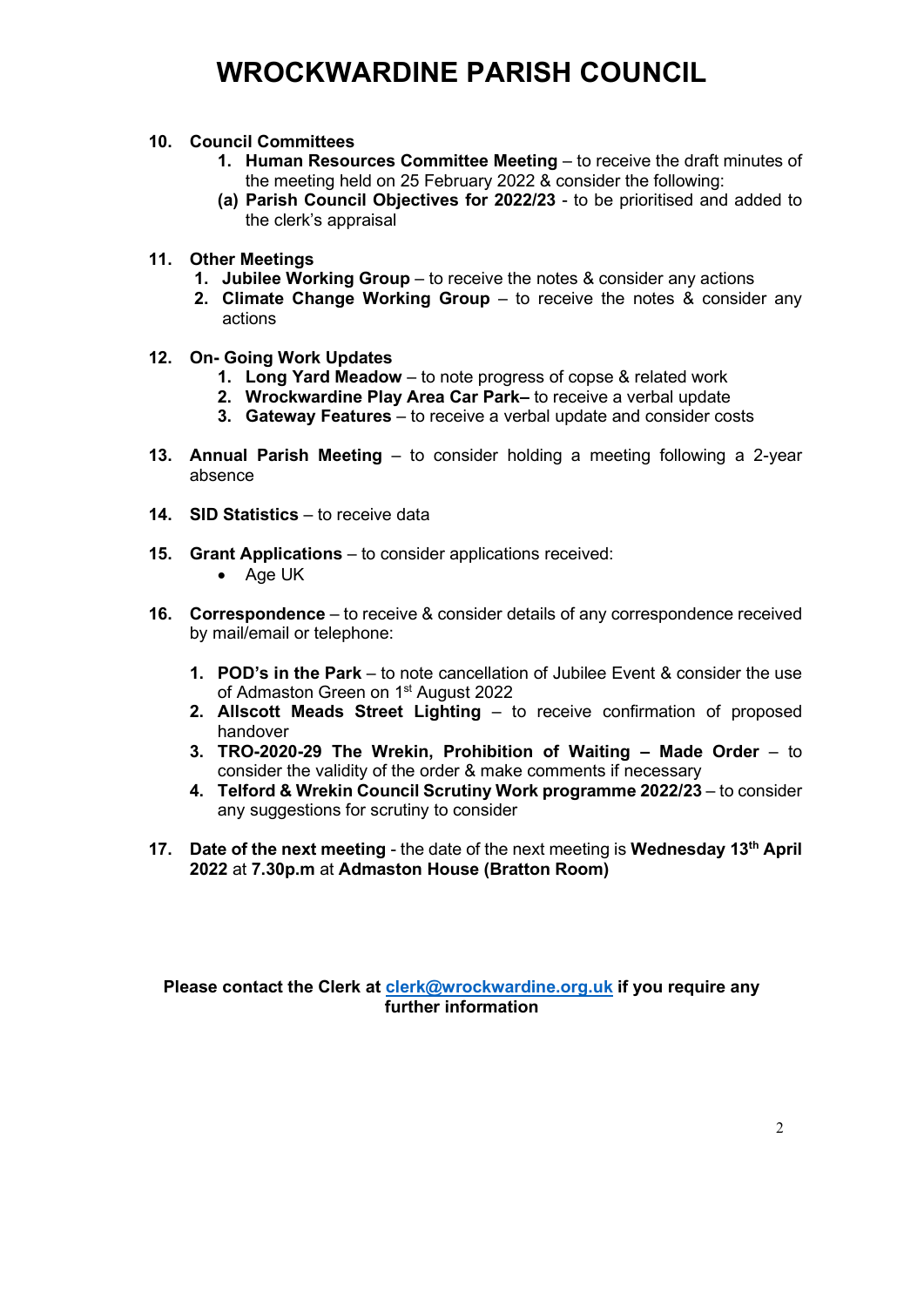# WROCKWARDINE PARISH COUNCIL

**10. Council Committees**

1. **Human Resources Committee Meeting** – to receive the draft minutes of the meeting held on 25 February 2022 & consider the following:
   **(a) Parish Council Objectives for 2022/23** - to be prioritised and added to the clerk's appraisal

**11. Other Meetings**

1. **Jubilee Working Group** – to receive the notes & consider any actions
2. **Climate Change Working Group** – to receive the notes & consider any actions

**12. On- Going Work Updates**

1. **Long Yard Meadow** – to note progress of copse & related work
2. **Wrockwardine Play Area Car Park–** to receive a verbal update
3. **Gateway Features** – to receive a verbal update and consider costs

**13. Annual Parish Meeting** – to consider holding a meeting following a 2-year absence

**14. SID Statistics** – to receive data

**15. Grant Applications** – to consider applications received:

- Age UK

**16. Correspondence** – to receive & consider details of any correspondence received by mail/email or telephone:

1. **POD's in the Park** – to note cancellation of Jubilee Event & consider the use of Admaston Green on 1st August 2022
2. **Allscott Meads Street Lighting** – to receive confirmation of proposed handover
3. **TRO-2020-29 The Wrekin, Prohibition of Waiting – Made Order** – to consider the validity of the order & make comments if necessary
4. **Telford & Wrekin Council Scrutiny Work programme 2022/23** – to consider any suggestions for scrutiny to consider

**17. Date of the next meeting** - the date of the next meeting is **Wednesday 13th April 2022** at **7.30p.m** at **Admaston House (Bratton Room)**

**Please contact the Clerk at [clerk@wrockwardine.org.uk](mailto:clerk@wrockwardine.org.uk) if you require any further information**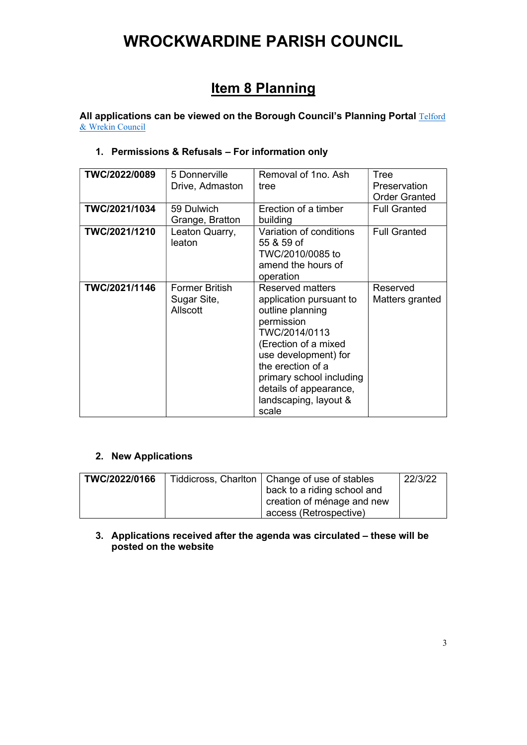# WROCKWARDINE PARISH COUNCIL

## Item 8 Planning

**All applications can be viewed on the Borough Council's Planning Portal** Telford & Wrekin Council

1. **Permissions & Refusals – For information only**

| | | | |
|---|---|---|---|
| **TWC/2022/0089** | 5 Donnerville Drive, Admaston | Removal of 1no. Ash tree | Tree Preservation Order Granted |
| **TWC/2021/1034** | 59 Dulwich Grange, Bratton | Erection of a timber building | Full Granted |
| **TWC/2021/1210** | Leaton Quarry, leaton | Variation of conditions 55 & 59 of TWC/2010/0085 to amend the hours of operation | Full Granted |
| **TWC/2021/1146** | Former British Sugar Site, Allscott | Reserved matters application pursuant to outline planning permission TWC/2014/0113 (Erection of a mixed use development) for the erection of a primary school including details of appearance, landscaping, layout & scale | Reserved Matters granted |

2. **New Applications**

| | | | |
|---|---|---|---|
| **TWC/2022/0166** | Tiddicross, Charlton | Change of use of stables back to a riding school and creation of ménage and new access (Retrospective) | 22/3/22 |

3. **Applications received after the agenda was circulated – these will be posted on the website**